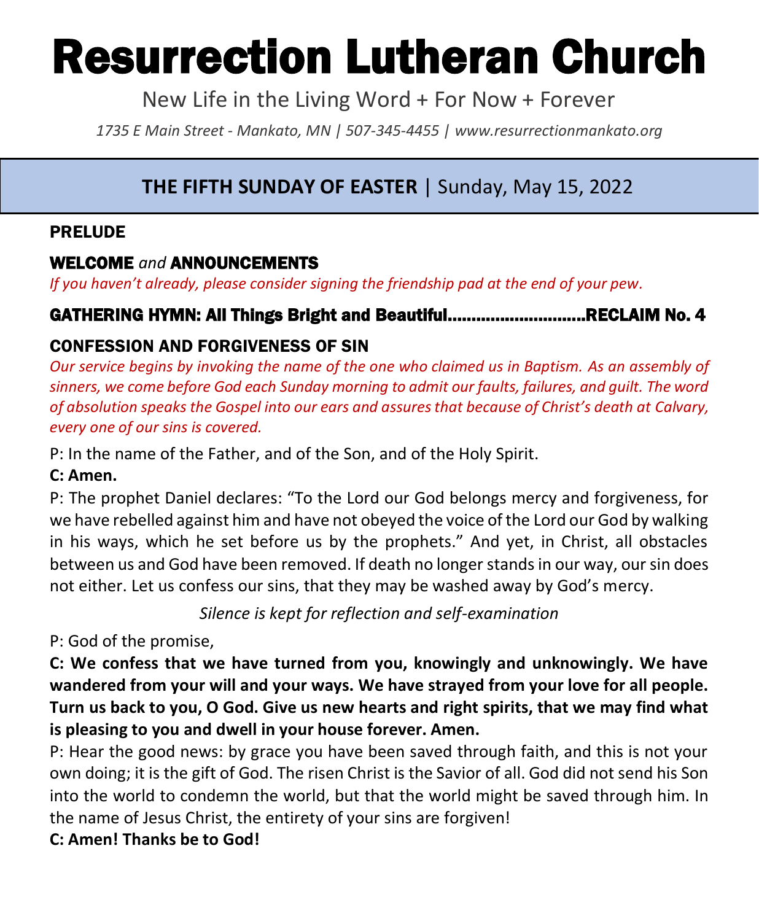# Resurrection Lutheran Church

New Life in the Living Word + For Now + Forever

*1735 E Main Street - Mankato, MN | 507-345-4455 | www.resurrectionmankato.org*

## THE FIFTH SUNDAY OF EASTER | Sunday, May 15, 2022

### PRELUDE

### WELCOME *and* ANNOUNCEMENTS

*If you haven't already, please consider signing the friendship pad at the end of your pew.*

### GATHERING HYMN: All Things Bright and Beautiful............................RECLAIM No. 4

### CONFESSION AND FORGIVENESS OF SIN

*Our service begins by invoking the name of the one who claimed us in Baptism. As an assembly of sinners, we come before God each Sunday morning to admit our faults, failures, and guilt. The word of absolution speaks the Gospel into our ears and assures that because of Christ's death at Calvary, every one of our sins is covered.*

P: In the name of the Father, and of the Son, and of the Holy Spirit.

**C: Amen.**

P: The prophet Daniel declares: "To the Lord our God belongs mercy and forgiveness, for we have rebelled against him and have not obeyed the voice of the Lord our God by walking in his ways, which he set before us by the prophets." And yet, in Christ, all obstacles between us and God have been removed. If death no longer stands in our way, our sin does not either. Let us confess our sins, that they may be washed away by God's mercy.

*Silence is kept for reflection and self-examination*

P: God of the promise,

**C: We confess that we have turned from you, knowingly and unknowingly. We have wandered from your will and your ways. We have strayed from your love for all people. Turn us back to you, O God. Give us new hearts and right spirits, that we may find what is pleasing to you and dwell in your house forever. Amen.**

P: Hear the good news: by grace you have been saved through faith, and this is not your own doing; it is the gift of God. The risen Christ is the Savior of all. God did not send his Son into the world to condemn the world, but that the world might be saved through him. In the name of Jesus Christ, the entirety of your sins are forgiven!

**C: Amen! Thanks be to God!**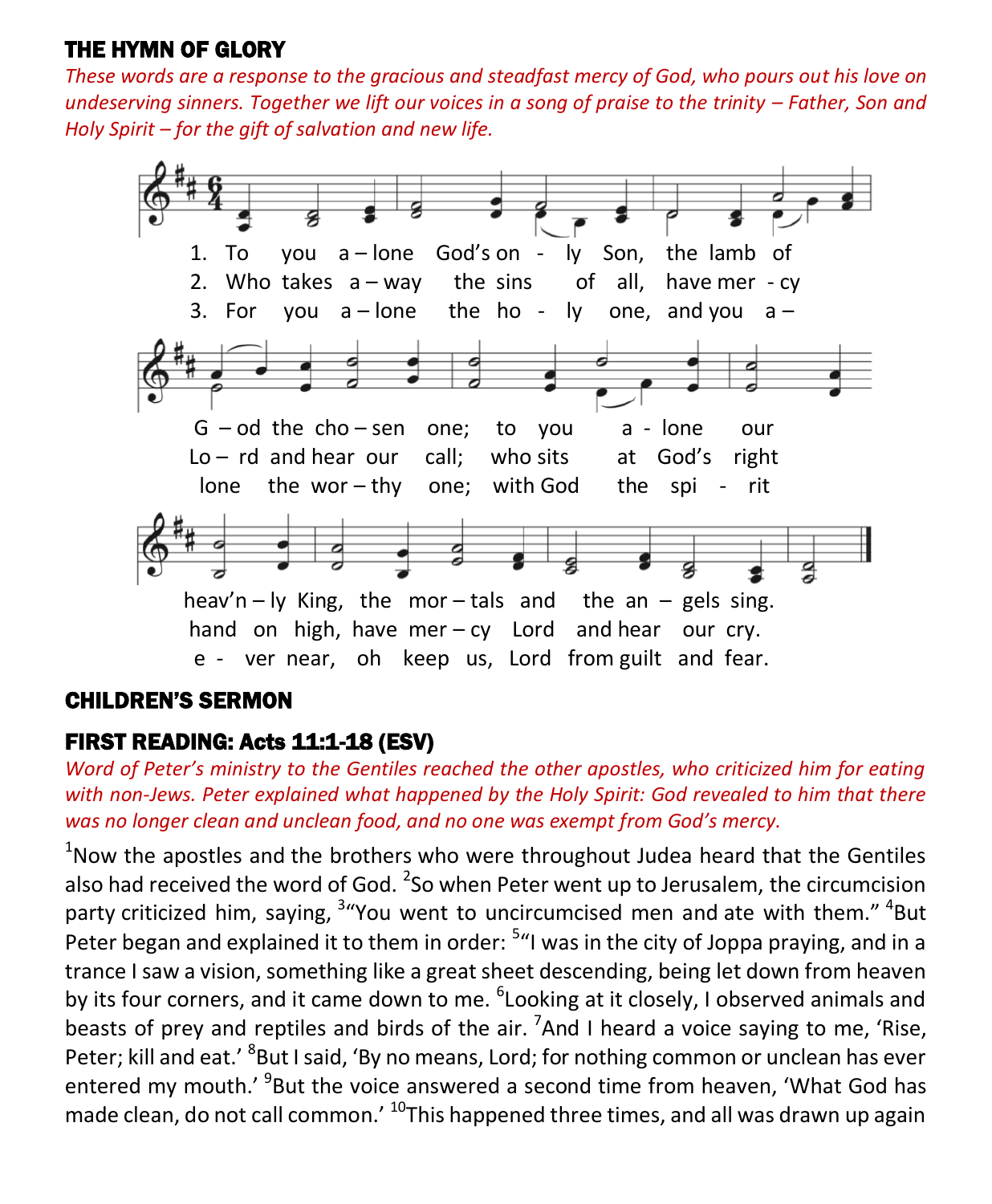## THE HYMN OF GLORY

*These words are a response to the gracious and steadfast mercy of God, who pours out his love on undeserving sinners. Together we lift our voices in a song of praise to the trinity – Father, Son and Holy Spirit – for the gift of salvation and new life.*

1. To you a – lone God's on - ly Son, the lamb of G – od the cho – sen one; to you a - lone our heav'n – ly King, the mor – tals and the an – gels sing.
2. Who takes a – way the sins of all, have mer - cy Lo – rd and hear our call; who sits at God's right hand on high, have mer – cy Lord and hear our cry.
3. For you a – lone the ho - ly one, and you a – lone the wor – thy one; with God the spi - rit e - ver near, oh keep us, Lord from guilt and fear.

## CHILDREN'S SERMON

## FIRST READING: Acts 11:1-18 (ESV)

*Word of Peter's ministry to the Gentiles reached the other apostles, who criticized him for eating with non-Jews. Peter explained what happened by the Holy Spirit: God revealed to him that there was no longer clean and unclean food, and no one was exempt from God's mercy.*

[1]Now the apostles and the brothers who were throughout Judea heard that the Gentiles also had received the word of God. [2]So when Peter went up to Jerusalem, the circumcision party criticized him, saying, [3]"You went to uncircumcised men and ate with them." [4]But Peter began and explained it to them in order: [5]"I was in the city of Joppa praying, and in a trance I saw a vision, something like a great sheet descending, being let down from heaven by its four corners, and it came down to me. [6]Looking at it closely, I observed animals and beasts of prey and reptiles and birds of the air. [7]And I heard a voice saying to me, 'Rise, Peter; kill and eat.' [8]But I said, 'By no means, Lord; for nothing common or unclean has ever entered my mouth.' [9]But the voice answered a second time from heaven, 'What God has made clean, do not call common.' [10]This happened three times, and all was drawn up again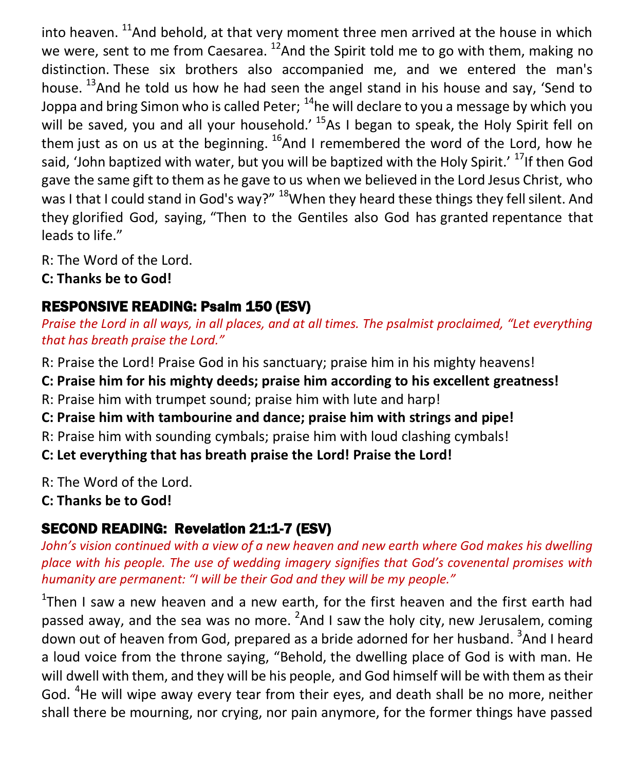into heaven. [11]And behold, at that very moment three men arrived at the house in which we were, sent to me from Caesarea. [12]And the Spirit told me to go with them, making no distinction. These six brothers also accompanied me, and we entered the man's house. [13]And he told us how he had seen the angel stand in his house and say, 'Send to Joppa and bring Simon who is called Peter; [14]he will declare to you a message by which you will be saved, you and all your household.' [15]As I began to speak, the Holy Spirit fell on them just as on us at the beginning. [16]And I remembered the word of the Lord, how he said, 'John baptized with water, but you will be baptized with the Holy Spirit.' [17]If then God gave the same gift to them as he gave to us when we believed in the Lord Jesus Christ, who was I that I could stand in God's way?" [18]When they heard these things they fell silent. And they glorified God, saying, "Then to the Gentiles also God has granted repentance that leads to life."

R: The Word of the Lord.
**C: Thanks be to God!**

## RESPONSIVE READING: Psalm 150 (ESV)

*Praise the Lord in all ways, in all places, and at all times. The psalmist proclaimed, "Let everything that has breath praise the Lord."*

R: Praise the Lord! Praise God in his sanctuary; praise him in his mighty heavens!
**C: Praise him for his mighty deeds; praise him according to his excellent greatness!**
R: Praise him with trumpet sound; praise him with lute and harp!
**C: Praise him with tambourine and dance; praise him with strings and pipe!**
R: Praise him with sounding cymbals; praise him with loud clashing cymbals!
**C: Let everything that has breath praise the Lord! Praise the Lord!**

R: The Word of the Lord.
**C: Thanks be to God!**

## SECOND READING: Revelation 21:1-7 (ESV)

*John's vision continued with a view of a new heaven and new earth where God makes his dwelling place with his people. The use of wedding imagery signifies that God's covenental promises with humanity are permanent: "I will be their God and they will be my people."*

[1]Then I saw a new heaven and a new earth, for the first heaven and the first earth had passed away, and the sea was no more. [2]And I saw the holy city, new Jerusalem, coming down out of heaven from God, prepared as a bride adorned for her husband. [3]And I heard a loud voice from the throne saying, "Behold, the dwelling place of God is with man. He will dwell with them, and they will be his people, and God himself will be with them as their God. [4]He will wipe away every tear from their eyes, and death shall be no more, neither shall there be mourning, nor crying, nor pain anymore, for the former things have passed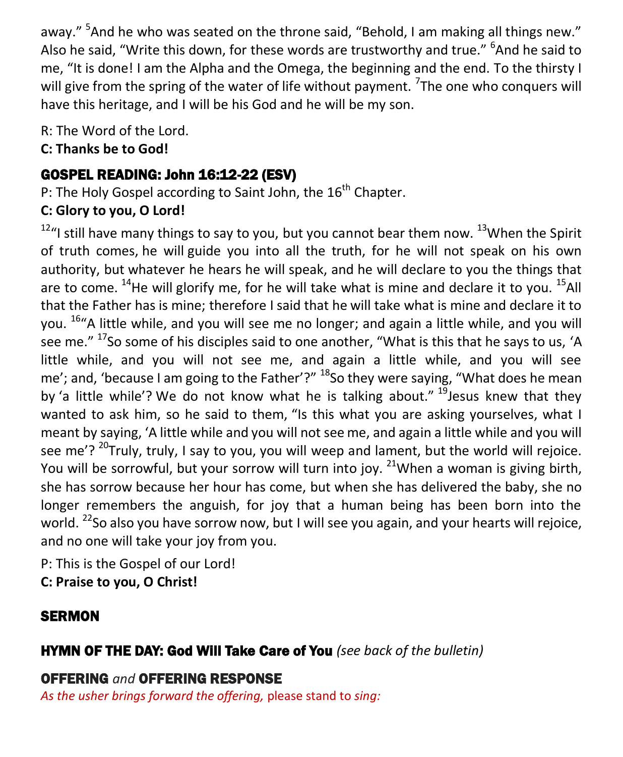away." [5]And he who was seated on the throne said, "Behold, I am making all things new." Also he said, "Write this down, for these words are trustworthy and true." [6]And he said to me, "It is done! I am the Alpha and the Omega, the beginning and the end. To the thirsty I will give from the spring of the water of life without payment. [7]The one who conquers will have this heritage, and I will be his God and he will be my son.

R: The Word of the Lord.
**C: Thanks be to God!**

## GOSPEL READING: John 16:12-22 (ESV)

P: The Holy Gospel according to Saint John, the 16th Chapter.
**C: Glory to you, O Lord!**

[12]"I still have many things to say to you, but you cannot bear them now. [13]When the Spirit of truth comes, he will guide you into all the truth, for he will not speak on his own authority, but whatever he hears he will speak, and he will declare to you the things that are to come. [14]He will glorify me, for he will take what is mine and declare it to you. [15]All that the Father has is mine; therefore I said that he will take what is mine and declare it to you. [16]"A little while, and you will see me no longer; and again a little while, and you will see me." [17]So some of his disciples said to one another, "What is this that he says to us, 'A little while, and you will not see me, and again a little while, and you will see me'; and, 'because I am going to the Father'?" [18]So they were saying, "What does he mean by 'a little while'? We do not know what he is talking about." [19]Jesus knew that they wanted to ask him, so he said to them, "Is this what you are asking yourselves, what I meant by saying, 'A little while and you will not see me, and again a little while and you will see me'? [20]Truly, truly, I say to you, you will weep and lament, but the world will rejoice. You will be sorrowful, but your sorrow will turn into joy. [21]When a woman is giving birth, she has sorrow because her hour has come, but when she has delivered the baby, she no longer remembers the anguish, for joy that a human being has been born into the world. [22]So also you have sorrow now, but I will see you again, and your hearts will rejoice, and no one will take your joy from you.

P: This is the Gospel of our Lord!
**C: Praise to you, O Christ!**

## SERMON

## HYMN OF THE DAY: God Will Take Care of You *(see back of the bulletin)*

## OFFERING *and* OFFERING RESPONSE

*As the usher brings forward the offering,* please stand to *sing:*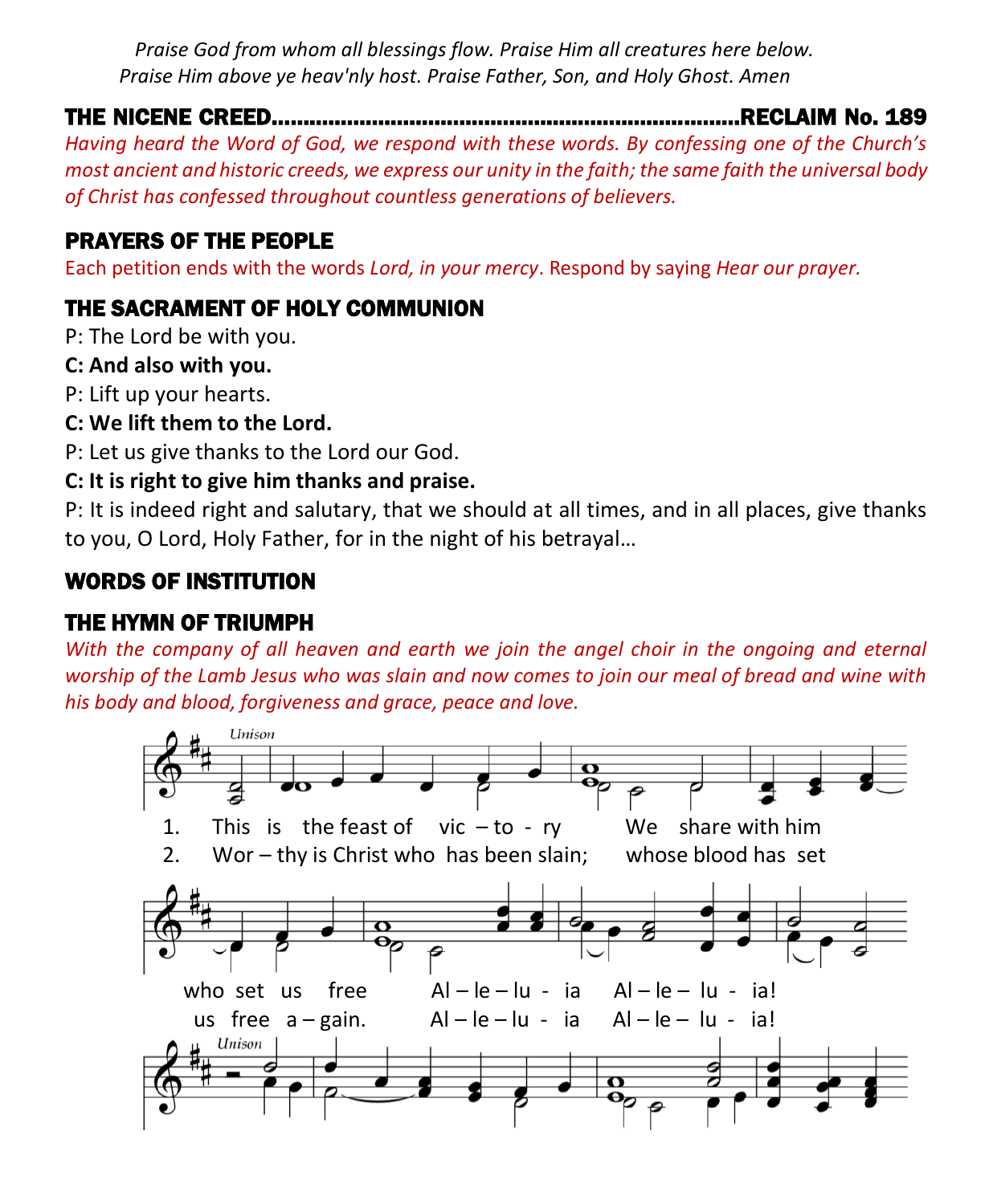*Praise God from whom all blessings flow. Praise Him all creatures here below.*
*Praise Him above ye heav'nly host. Praise Father, Son, and Holy Ghost. Amen*

## THE NICENE CREED……………………………………………………………………RECLAIM No. 189

*Having heard the Word of God, we respond with these words. By confessing one of the Church's most ancient and historic creeds, we express our unity in the faith; the same faith the universal body of Christ has confessed throughout countless generations of believers.*

## PRAYERS OF THE PEOPLE

Each petition ends with the words *Lord, in your mercy*. Respond by saying *Hear our prayer.*

## THE SACRAMENT OF HOLY COMMUNION

P: The Lord be with you.

**C: And also with you.**

P: Lift up your hearts.

**C: We lift them to the Lord.**

P: Let us give thanks to the Lord our God.

**C: It is right to give him thanks and praise.**

P: It is indeed right and salutary, that we should at all times, and in all places, give thanks to you, O Lord, Holy Father, for in the night of his betrayal…

## WORDS OF INSTITUTION

## THE HYMN OF TRIUMPH

*With the company of all heaven and earth we join the angel choir in the ongoing and eternal worship of the Lamb Jesus who was slain and now comes to join our meal of bread and wine with his body and blood, forgiveness and grace, peace and love.*

Unison

1. This is the feast of vic – to - ry We share with him who set us free Al – le – lu - ia Al – le – lu - ia!
2. Wor – thy is Christ who has been slain; whose blood has set us free a – gain. Al – le – lu - ia Al – le – lu - ia!

Unison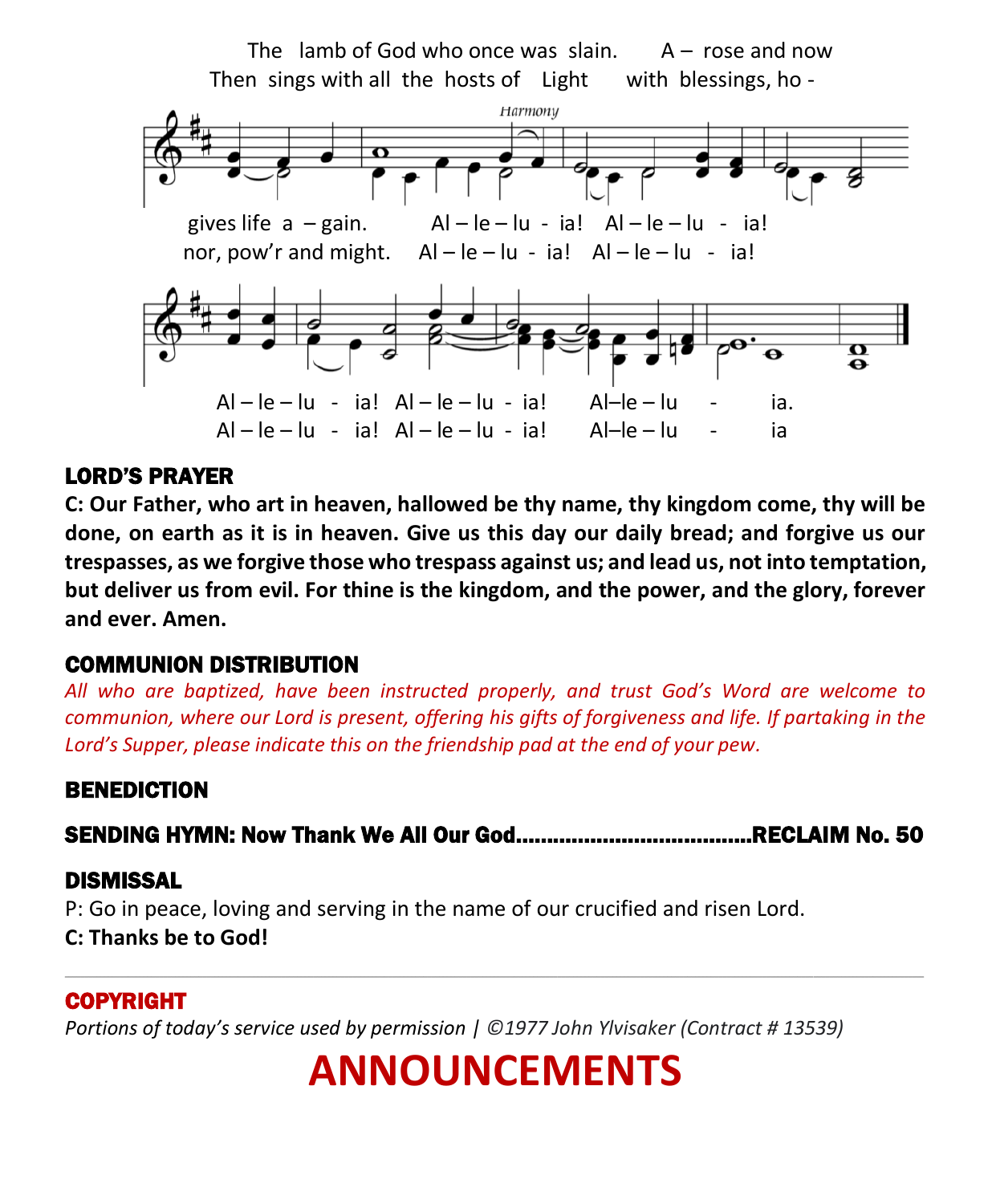The lamb of God who once was slain. A – rose and now
Then sings with all the hosts of Light with blessings, ho -

gives life a – gain. Al – le – lu - ia! Al – le – lu - ia!
nor, pow'r and might. Al – le – lu - ia! Al – le – lu - ia!

Al – le – lu - ia! Al – le – lu - ia! Al–le – lu - ia.
Al – le – lu - ia! Al – le – lu - ia! Al–le – lu - ia

## LORD'S PRAYER

**C: Our Father, who art in heaven, hallowed be thy name, thy kingdom come, thy will be done, on earth as it is in heaven. Give us this day our daily bread; and forgive us our trespasses, as we forgive those who trespass against us; and lead us, not into temptation, but deliver us from evil. For thine is the kingdom, and the power, and the glory, forever and ever. Amen.**

## COMMUNION DISTRIBUTION

*All who are baptized, have been instructed properly, and trust God's Word are welcome to communion, where our Lord is present, offering his gifts of forgiveness and life. If partaking in the Lord's Supper, please indicate this on the friendship pad at the end of your pew.*

## BENEDICTION

## SENDING HYMN: Now Thank We All Our God.....................................RECLAIM No. 50

## DISMISSAL

P: Go in peace, loving and serving in the name of our crucified and risen Lord.

**C: Thanks be to God!**

---

## COPYRIGHT

*Portions of today's service used by permission | ©1977 John Ylvisaker (Contract # 13539)*

# ANNOUNCEMENTS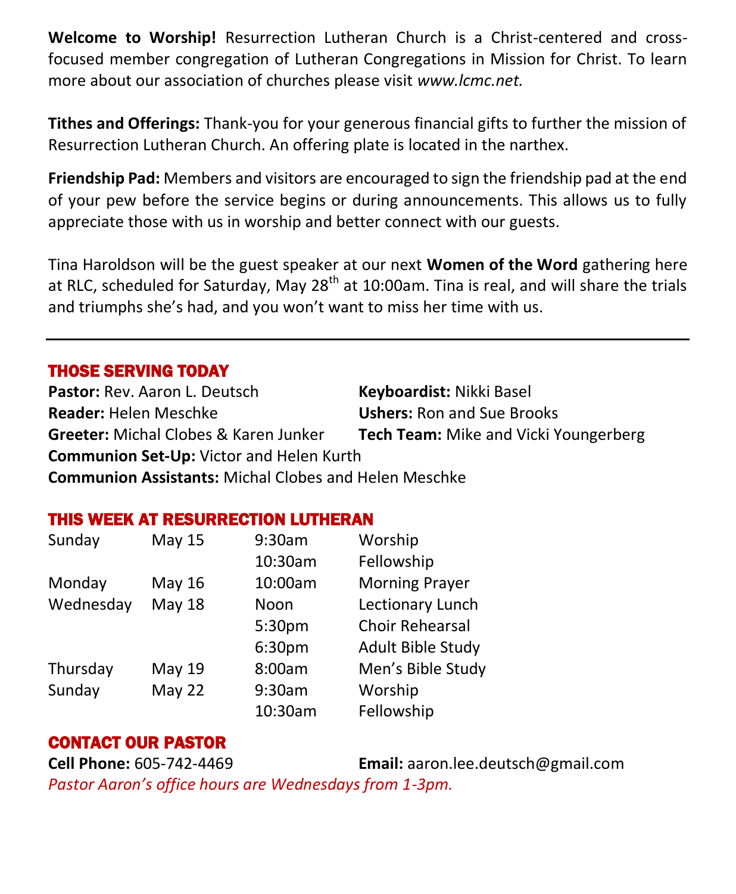**Welcome to Worship!** Resurrection Lutheran Church is a Christ-centered and cross-focused member congregation of Lutheran Congregations in Mission for Christ. To learn more about our association of churches please visit *www.lcmc.net.*

**Tithes and Offerings:** Thank-you for your generous financial gifts to further the mission of Resurrection Lutheran Church. An offering plate is located in the narthex.

**Friendship Pad:** Members and visitors are encouraged to sign the friendship pad at the end of your pew before the service begins or during announcements. This allows us to fully appreciate those with us in worship and better connect with our guests.

Tina Haroldson will be the guest speaker at our next **Women of the Word** gathering here at RLC, scheduled for Saturday, May 28th at 10:00am. Tina is real, and will share the trials and triumphs she's had, and you won't want to miss her time with us.

---

## THOSE SERVING TODAY

**Pastor:** Rev. Aaron L. Deutsch
**Reader:** Helen Meschke
**Greeter:** Michal Clobes & Karen Junker
**Keyboardist:** Nikki Basel
**Ushers:** Ron and Sue Brooks
**Tech Team:** Mike and Vicki Youngerberg
**Communion Set-Up:** Victor and Helen Kurth
**Communion Assistants:** Michal Clobes and Helen Meschke

## THIS WEEK AT RESURRECTION LUTHERAN

| | | | |
|---|---|---|---|
| Sunday | May 15 | 9:30am | Worship |
| | | 10:30am | Fellowship |
| Monday | May 16 | 10:00am | Morning Prayer |
| Wednesday | May 18 | Noon | Lectionary Lunch |
| | | 5:30pm | Choir Rehearsal |
| | | 6:30pm | Adult Bible Study |
| Thursday | May 19 | 8:00am | Men's Bible Study |
| Sunday | May 22 | 9:30am | Worship |
| | | 10:30am | Fellowship |

## CONTACT OUR PASTOR

**Cell Phone:** 605-742-4469
**Email:** aaron.lee.deutsch@gmail.com

*Pastor Aaron's office hours are Wednesdays from 1-3pm.*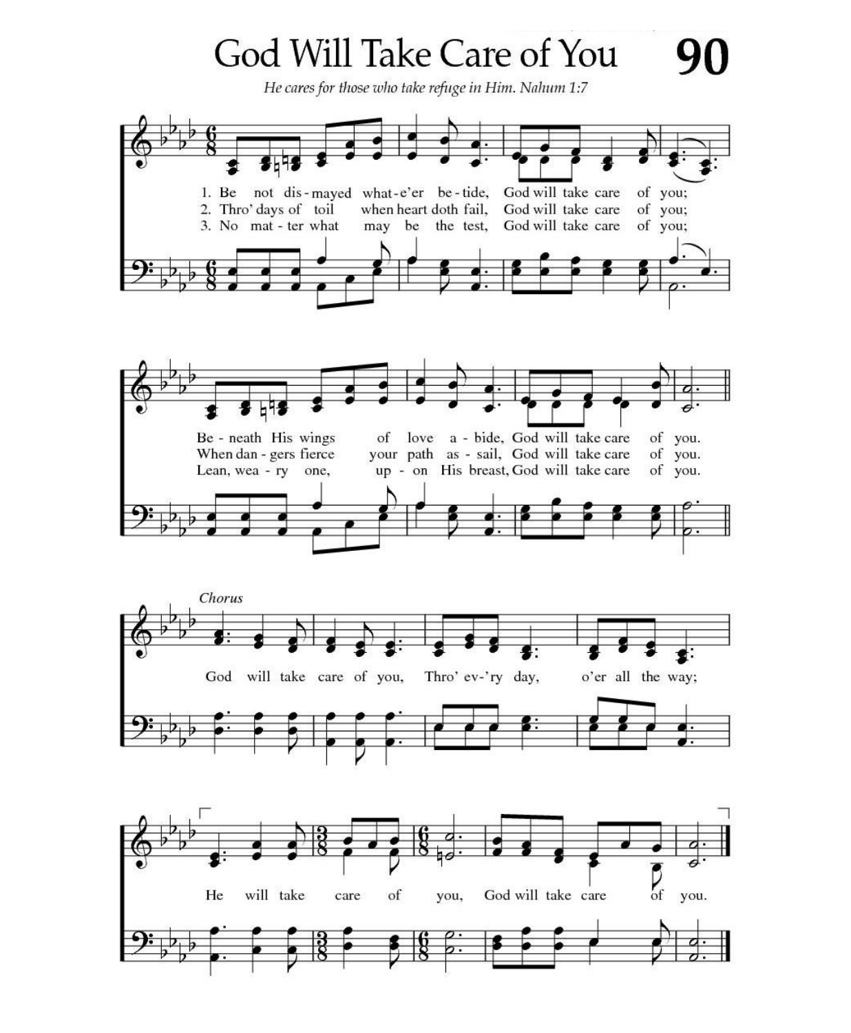# God Will Take Care of You 90

*He cares for those who take refuge in Him. Nahum 1:7*

1. Be not dis - mayed what - e'er be - tide, God will take care of you;
Be - neath His wings of love a - bide, God will take care of you.

2. Thro' days of toil when heart doth fail, God will take care of you;
When dan - gers fierce your path as - sail, God will take care of you.

3. No mat - ter what may be the test, God will take care of you;
Lean, wea - ry one, up - on His breast, God will take care of you.

*Chorus*

God will take care of you, Thro' ev - 'ry day, o'er all the way;
He will take care of you, God will take care of you.